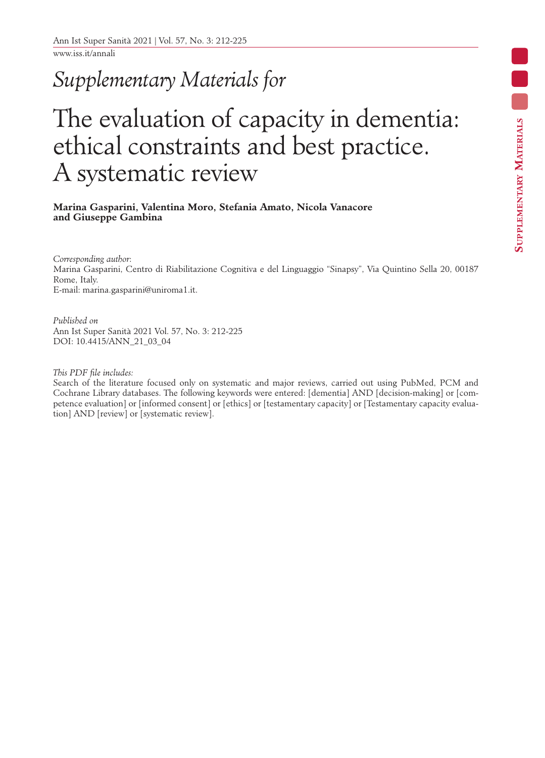*Supplementary Materials for*

# The evaluation of capacity in dementia: ethical constraints and best practice. A systematic review

**Marina Gasparini, Valentina Moro, Stefania Amato, Nicola Vanacore and Giuseppe Gambina**

*Corresponding author*:
Marina Gasparini, Centro di Riabilitazione Cognitiva e del Linguaggio "Sinapsy", Via Quintino Sella 20, 00187 Rome, Italy.
E-mail: marina.gasparini@uniroma1.it.

*Published on*
Ann Ist Super Sanità 2021 Vol. 57, No. 3: 212-225
DOI: 10.4415/ANN_21_03_04

*This PDF file includes:*
Search of the literature focused only on systematic and major reviews, carried out using PubMed, PCM and Cochrane Library databases. The following keywords were entered: [dementia] AND [decision-making] or [competence evaluation] or [informed consent] or [ethics] or [testamentary capacity] or [Testamentary capacity evaluation] AND [review] or [systematic review].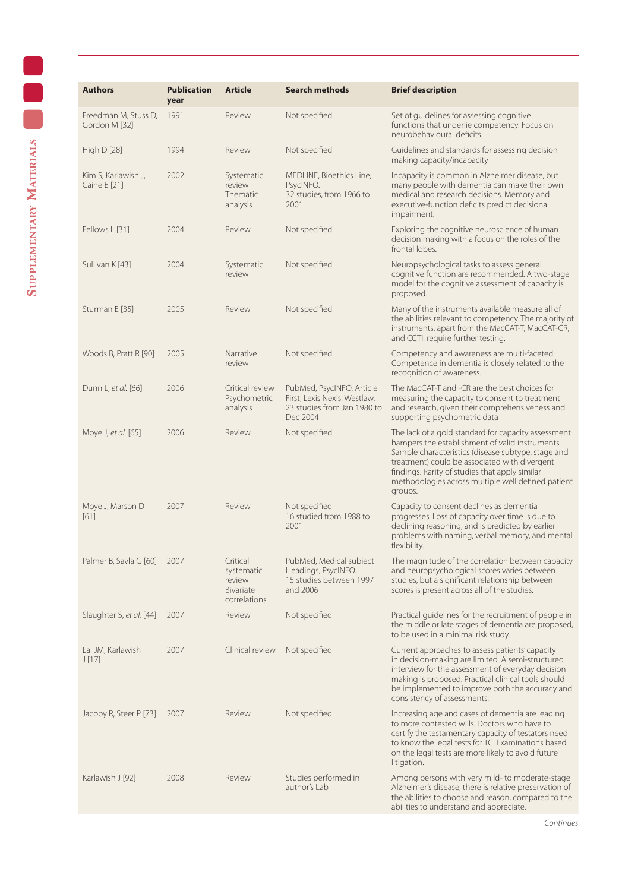| Authors | Publication year | Article | Search methods | Brief description |
|---|---|---|---|---|
| Freedman M, Stuss D, Gordon M [32] | 1991 | Review | Not specified | Set of guidelines for assessing cognitive functions that underlie competency. Focus on neurobehavioural deficits. |
| High D [28] | 1994 | Review | Not specified | Guidelines and standards for assessing decision making capacity/incapacity |
| Kim S, Karlawish J, Caine E [21] | 2002 | Systematic review Thematic analysis | MEDLINE, Bioethics Line, PsycINFO. 32 studies, from 1966 to 2001 | Incapacity is common in Alzheimer disease, but many people with dementia can make their own medical and research decisions. Memory and executive-function deficits predict decisional impairment. |
| Fellows L [31] | 2004 | Review | Not specified | Exploring the cognitive neuroscience of human decision making with a focus on the roles of the frontal lobes. |
| Sullivan K [43] | 2004 | Systematic review | Not specified | Neuropsychological tasks to assess general cognitive function are recommended. A two-stage model for the cognitive assessment of capacity is proposed. |
| Sturman E [35] | 2005 | Review | Not specified | Many of the instruments available measure all of the abilities relevant to competency. The majority of instruments, apart from the MacCAT-T, MacCAT-CR, and CCTI, require further testing. |
| Woods B, Pratt R [90] | 2005 | Narrative review | Not specified | Competency and awareness are multi-faceted. Competence in dementia is closely related to the recognition of awareness. |
| Dunn L, *et al.* [66] | 2006 | Critical review Psychometric analysis | PubMed, PsycINFO, Article First, Lexis Nexis, Westlaw. 23 studies from Jan 1980 to Dec 2004 | The MacCAT-T and -CR are the best choices for measuring the capacity to consent to treatment and research, given their comprehensiveness and supporting psychometric data |
| Moye J, *et al.* [65] | 2006 | Review | Not specified | The lack of a gold standard for capacity assessment hampers the establishment of valid instruments. Sample characteristics (disease subtype, stage and treatment) could be associated with divergent findings. Rarity of studies that apply similar methodologies across multiple well defined patient groups. |
| Moye J, Marson D [61] | 2007 | Review | Not specified 16 studied from 1988 to 2001 | Capacity to consent declines as dementia progresses. Loss of capacity over time is due to declining reasoning, and is predicted by earlier problems with naming, verbal memory, and mental flexibility. |
| Palmer B, Savla G [60] | 2007 | Critical systematic review Bivariate correlations | PubMed, Medical subject Headings, PsycINFO. 15 studies between 1997 and 2006 | The magnitude of the correlation between capacity and neuropsychological scores varies between studies, but a significant relationship between scores is present across all of the studies. |
| Slaughter S, *et al.* [44] | 2007 | Review | Not specified | Practical guidelines for the recruitment of people in the middle or late stages of dementia are proposed, to be used in a minimal risk study. |
| Lai JM, Karlawish J [17] | 2007 | Clinical review | Not specified | Current approaches to assess patients' capacity in decision-making are limited. A semi-structured interview for the assessment of everyday decision making is proposed. Practical clinical tools should be implemented to improve both the accuracy and consistency of assessments. |
| Jacoby R, Steer P [73] | 2007 | Review | Not specified | Increasing age and cases of dementia are leading to more contested wills. Doctors who have to certify the testamentary capacity of testators need to know the legal tests for TC. Examinations based on the legal tests are more likely to avoid future litigation. |
| Karlawish J [92] | 2008 | Review | Studies performed in author's Lab | Among persons with very mild- to moderate-stage Alzheimer's disease, there is relative preservation of the abilities to choose and reason, compared to the abilities to understand and appreciate. |

*Continues*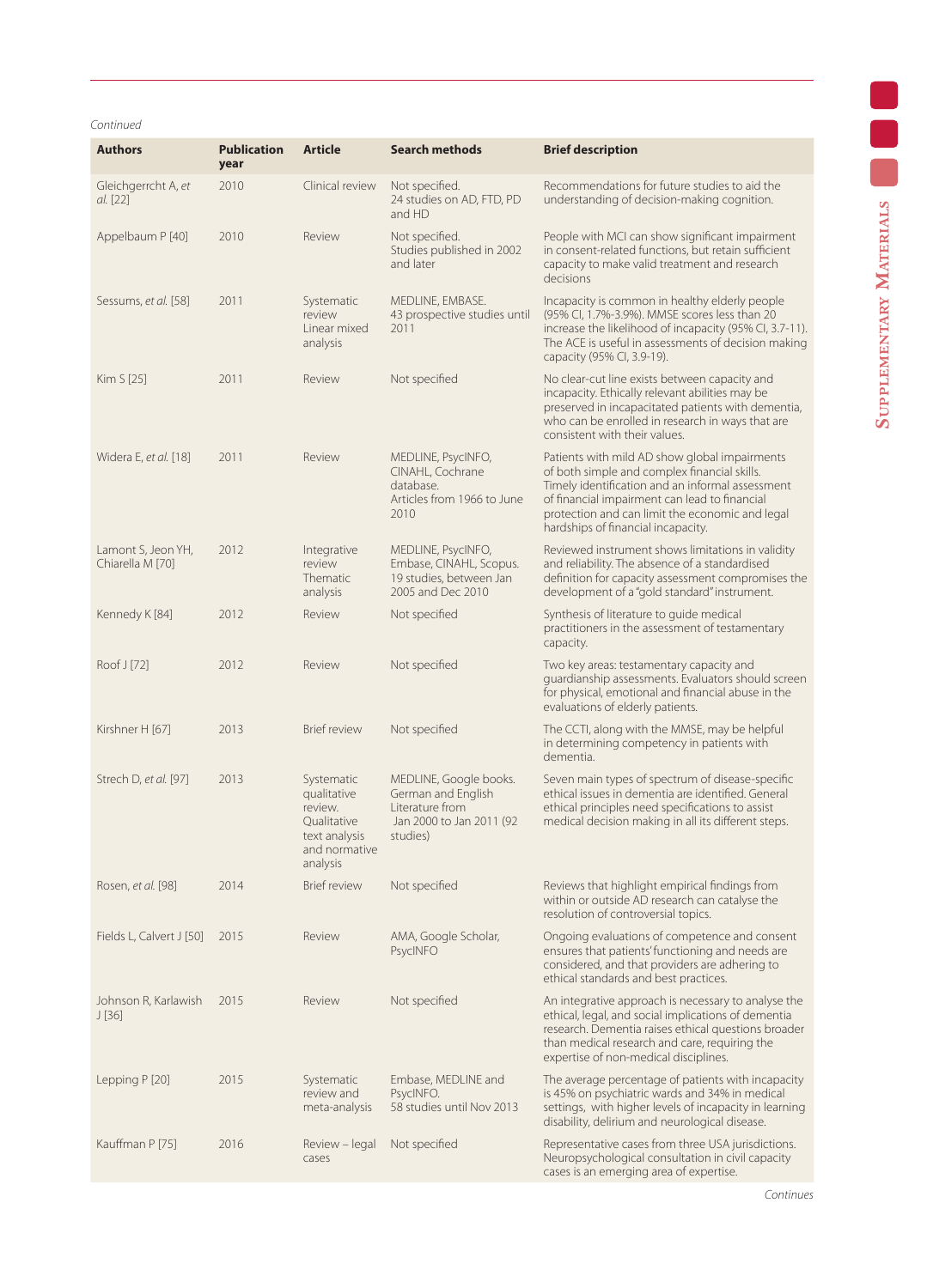*Continued*

| Authors | Publication year | Article | Search methods | Brief description |
|---|---|---|---|---|
| Gleichgerrcht A, *et al.* [22] | 2010 | Clinical review | Not specified. 24 studies on AD, FTD, PD and HD | Recommendations for future studies to aid the understanding of decision-making cognition. |
| Appelbaum P [40] | 2010 | Review | Not specified. Studies published in 2002 and later | People with MCI can show significant impairment in consent-related functions, but retain sufficient capacity to make valid treatment and research decisions |
| Sessums, *et al.* [58] | 2011 | Systematic review Linear mixed analysis | MEDLINE, EMBASE. 43 prospective studies until 2011 | Incapacity is common in healthy elderly people (95% CI, 1.7%-3.9%). MMSE scores less than 20 increase the likelihood of incapacity (95% CI, 3.7-11). The ACE is useful in assessments of decision making capacity (95% CI, 3.9-19). |
| Kim S [25] | 2011 | Review | Not specified | No clear-cut line exists between capacity and incapacity. Ethically relevant abilities may be preserved in incapacitated patients with dementia, who can be enrolled in research in ways that are consistent with their values. |
| Widera E, *et al.* [18] | 2011 | Review | MEDLINE, PsycINFO, CINAHL, Cochrane database. Articles from 1966 to June 2010 | Patients with mild AD show global impairments of both simple and complex financial skills. Timely identification and an informal assessment of financial impairment can lead to financial protection and can limit the economic and legal hardships of financial incapacity. |
| Lamont S, Jeon YH, Chiarella M [70] | 2012 | Integrative review Thematic analysis | MEDLINE, PsycINFO, Embase, CINAHL, Scopus. 19 studies, between Jan 2005 and Dec 2010 | Reviewed instrument shows limitations in validity and reliability. The absence of a standardised definition for capacity assessment compromises the development of a "gold standard" instrument. |
| Kennedy K [84] | 2012 | Review | Not specified | Synthesis of literature to guide medical practitioners in the assessment of testamentary capacity. |
| Roof J [72] | 2012 | Review | Not specified | Two key areas: testamentary capacity and guardianship assessments. Evaluators should screen for physical, emotional and financial abuse in the evaluations of elderly patients. |
| Kirshner H [67] | 2013 | Brief review | Not specified | The CCTI, along with the MMSE, may be helpful in determining competency in patients with dementia. |
| Strech D, *et al.* [97] | 2013 | Systematic qualitative review. Qualitative text analysis and normative analysis | MEDLINE, Google books. German and English Literature from Jan 2000 to Jan 2011 (92 studies) | Seven main types of spectrum of disease-specific ethical issues in dementia are identified. General ethical principles need specifications to assist medical decision making in all its different steps. |
| Rosen, *et al.* [98] | 2014 | Brief review | Not specified | Reviews that highlight empirical findings from within or outside AD research can catalyse the resolution of controversial topics. |
| Fields L, Calvert J [50] | 2015 | Review | AMA, Google Scholar, PsycINFO | Ongoing evaluations of competence and consent ensures that patients' functioning and needs are considered, and that providers are adhering to ethical standards and best practices. |
| Johnson R, Karlawish J [36] | 2015 | Review | Not specified | An integrative approach is necessary to analyse the ethical, legal, and social implications of dementia research. Dementia raises ethical questions broader than medical research and care, requiring the expertise of non-medical disciplines. |
| Lepping P [20] | 2015 | Systematic review and meta-analysis | Embase, MEDLINE and PsycINFO. 58 studies until Nov 2013 | The average percentage of patients with incapacity is 45% on psychiatric wards and 34% in medical settings, with higher levels of incapacity in learning disability, delirium and neurological disease. |
| Kauffman P [75] | 2016 | Review – legal cases | Not specified | Representative cases from three USA jurisdictions. Neuropsychological consultation in civil capacity cases is an emerging area of expertise. |

*Continues*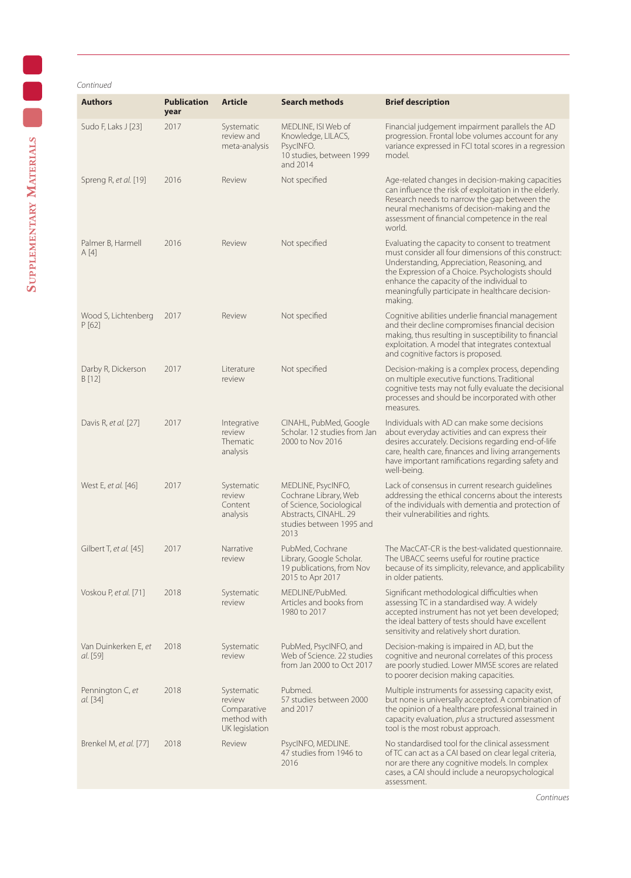*Continued*

| Authors | Publication year | Article | Search methods | Brief description |
|---|---|---|---|---|
| Sudo F, Laks J [23] | 2017 | Systematic review and meta-analysis | MEDLINE, ISI Web of Knowledge, LILACS, PsycINFO. 10 studies, between 1999 and 2014 | Financial judgement impairment parallels the AD progression. Frontal lobe volumes account for any variance expressed in FCI total scores in a regression model. |
| Spreng R, *et al.* [19] | 2016 | Review | Not specified | Age-related changes in decision-making capacities can influence the risk of exploitation in the elderly. Research needs to narrow the gap between the neural mechanisms of decision-making and the assessment of financial competence in the real world. |
| Palmer B, Harmell A [4] | 2016 | Review | Not specified | Evaluating the capacity to consent to treatment must consider all four dimensions of this construct: Understanding, Appreciation, Reasoning, and the Expression of a Choice. Psychologists should enhance the capacity of the individual to meaningfully participate in healthcare decision-making. |
| Wood S, Lichtenberg P [62] | 2017 | Review | Not specified | Cognitive abilities underlie financial management and their decline compromises financial decision making, thus resulting in susceptibility to financial exploitation. A model that integrates contextual and cognitive factors is proposed. |
| Darby R, Dickerson B [12] | 2017 | Literature review | Not specified | Decision-making is a complex process, depending on multiple executive functions. Traditional cognitive tests may not fully evaluate the decisional processes and should be incorporated with other measures. |
| Davis R, *et al.* [27] | 2017 | Integrative review Thematic analysis | CINAHL, PubMed, Google Scholar. 12 studies from Jan 2000 to Nov 2016 | Individuals with AD can make some decisions about everyday activities and can express their desires accurately. Decisions regarding end-of-life care, health care, finances and living arrangements have important ramifications regarding safety and well-being. |
| West E, *et al.* [46] | 2017 | Systematic review Content analysis | MEDLINE, PsycINFO, Cochrane Library, Web of Science, Sociological Abstracts, CINAHL. 29 studies between 1995 and 2013 | Lack of consensus in current research guidelines addressing the ethical concerns about the interests of the individuals with dementia and protection of their vulnerabilities and rights. |
| Gilbert T, *et al.* [45] | 2017 | Narrative review | PubMed, Cochrane Library, Google Scholar. 19 publications, from Nov 2015 to Apr 2017 | The MacCAT-CR is the best-validated questionnaire. The UBACC seems useful for routine practice because of its simplicity, relevance, and applicability in older patients. |
| Voskou P, *et al.* [71] | 2018 | Systematic review | MEDLINE/PubMed. Articles and books from 1980 to 2017 | Significant methodological difficulties when assessing TC in a standardised way. A widely accepted instrument has not yet been developed; the ideal battery of tests should have excellent sensitivity and relatively short duration. |
| Van Duinkerken E, *et al.* [59] | 2018 | Systematic review | PubMed, PsycINFO, and Web of Science. 22 studies from Jan 2000 to Oct 2017 | Decision-making is impaired in AD, but the cognitive and neuronal correlates of this process are poorly studied. Lower MMSE scores are related to poorer decision making capacities. |
| Pennington C, *et al.* [34] | 2018 | Systematic review Comparative method with UK legislation | Pubmed. 57 studies between 2000 and 2017 | Multiple instruments for assessing capacity exist, but none is universally accepted. A combination of the opinion of a healthcare professional trained in capacity evaluation, *plus* a structured assessment tool is the most robust approach. |
| Brenkel M, *et al.* [77] | 2018 | Review | PsycINFO, MEDLINE. 47 studies from 1946 to 2016 | No standardised tool for the clinical assessment of TC can act as a CAI based on clear legal criteria, nor are there any cognitive models. In complex cases, a CAI should include a neuropsychological assessment. |

*Continues*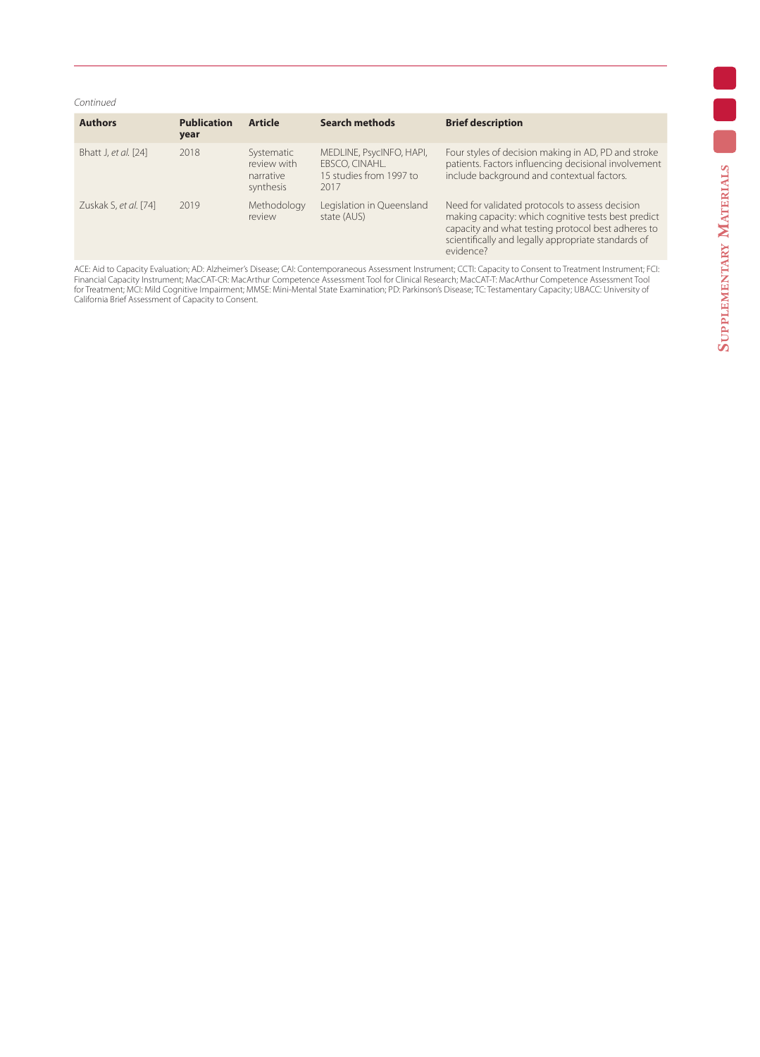*Continued*

| Authors | Publication year | Article | Search methods | Brief description |
|---|---|---|---|---|
| Bhatt J, *et al.* [24] | 2018 | Systematic review with narrative synthesis | MEDLINE, PsycINFO, HAPI, EBSCO, CINAHL. 15 studies from 1997 to 2017 | Four styles of decision making in AD, PD and stroke patients. Factors influencing decisional involvement include background and contextual factors. |
| Zuskak S, *et al.* [74] | 2019 | Methodology review | Legislation in Queensland state (AUS) | Need for validated protocols to assess decision making capacity: which cognitive tests best predict capacity and what testing protocol best adheres to scientifically and legally appropriate standards of evidence? |

ACE: Aid to Capacity Evaluation; AD: Alzheimer's Disease; CAI: Contemporaneous Assessment Instrument; CCTI: Capacity to Consent to Treatment Instrument; FCI: Financial Capacity Instrument; MacCAT-CR: MacArthur Competence Assessment Tool for Clinical Research; MacCAT-T: MacArthur Competence Assessment Tool for Treatment; MCI: Mild Cognitive Impairment; MMSE: Mini-Mental State Examination; PD: Parkinson's Disease; TC: Testamentary Capacity; UBACC: University of California Brief Assessment of Capacity to Consent.